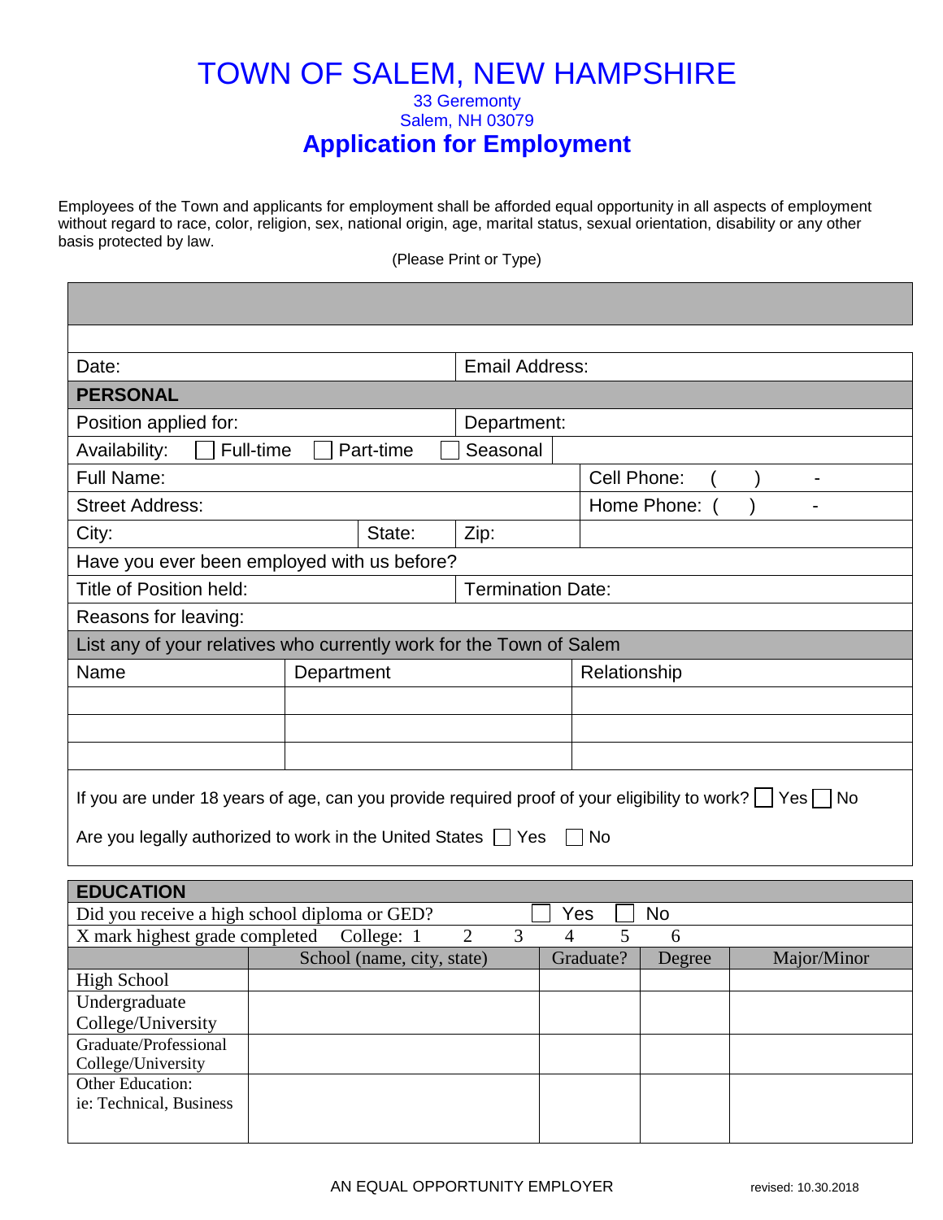# TOWN OF SALEM, NEW HAMPSHIRE

33 Geremonty
Salem, NH 03079

## Application for Employment

Employees of the Town and applicants for employment shall be afforded equal opportunity in all aspects of employment without regard to race, color, religion, sex, national origin, age, marital status, sexual orientation, disability or any other basis protected by law.

(Please Print or Type)

| | |
|---|---|
| Date: | Email Address: |
| **PERSONAL** | |
| Position applied for: | Department: |
| Availability: ☐ Full-time ☐ Part-time ☐ Seasonal | |
| Full Name: | Cell Phone: ( ) - |
| Street Address: | Home Phone: ( ) - |
| City: State: Zip: | |
| Have you ever been employed with us before? | |
| Title of Position held: | Termination Date: |
| Reasons for leaving: | |

**List any of your relatives who currently work for the Town of Salem**

| Name | Department | Relationship |
|---|---|---|
| | | |
| | | |
| | | |

If you are under 18 years of age, can you provide required proof of your eligibility to work? ☐ Yes ☐ No

Are you legally authorized to work in the United States ☐ Yes ☐ No

**EDUCATION**

Did you receive a high school diploma or GED? ☐ Yes ☐ No

X mark highest grade completed College: 1 2 3 4 5 6

| | School (name, city, state) | Graduate? | Degree | Major/Minor |
|---|---|---|---|---|
| High School | | | | |
| Undergraduate College/University | | | | |
| Graduate/Professional College/University | | | | |
| Other Education: ie: Technical, Business | | | | |

AN EQUAL OPPORTUNITY EMPLOYER

revised: 10.30.2018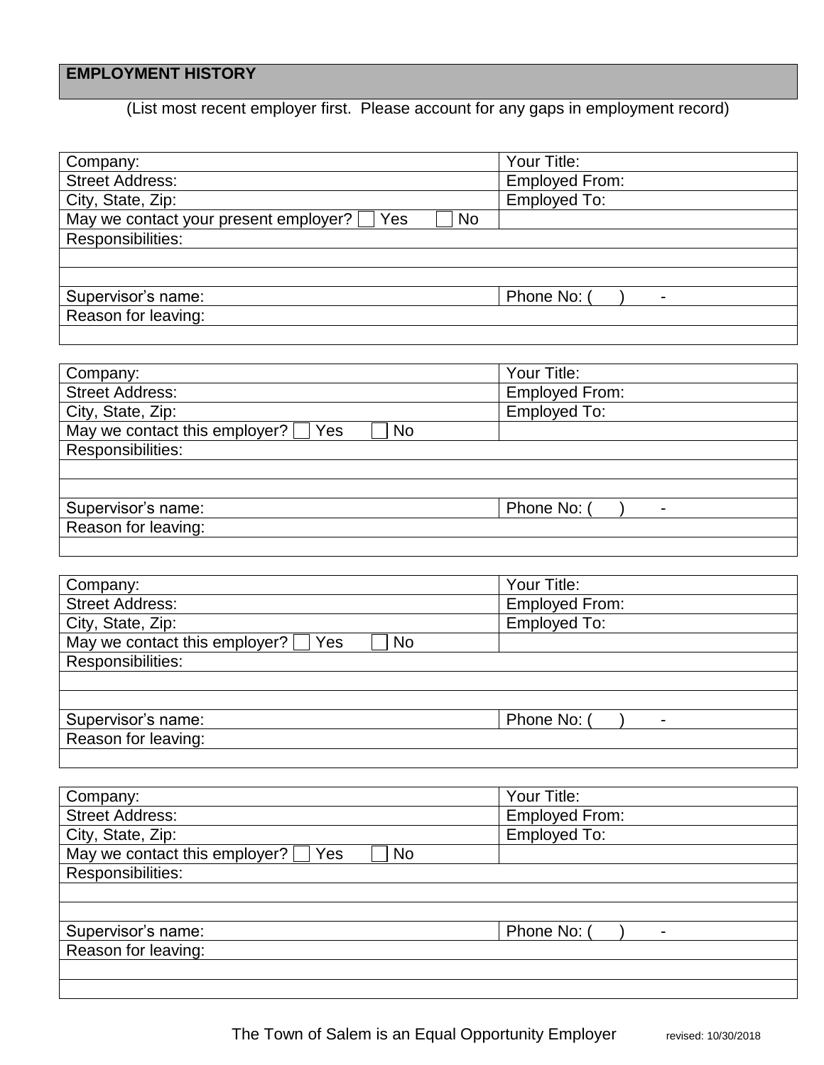## EMPLOYMENT HISTORY

(List most recent employer first. Please account for any gaps in employment record)

| Company: | Your Title: |
|---|---|
| Street Address: | Employed From: |
| City, State, Zip: | Employed To: |
| May we contact your present employer? ☐ Yes ☐ No | |
| Responsibilities: | |
| | |
| | |
| Supervisor's name: | Phone No: ( ) - |
| Reason for leaving: | |
| | |

| Company: | Your Title: |
|---|---|
| Street Address: | Employed From: |
| City, State, Zip: | Employed To: |
| May we contact this employer? ☐ Yes ☐ No | |
| Responsibilities: | |
| | |
| | |
| Supervisor's name: | Phone No: ( ) - |
| Reason for leaving: | |
| | |

| Company: | Your Title: |
|---|---|
| Street Address: | Employed From: |
| City, State, Zip: | Employed To: |
| May we contact this employer? ☐ Yes ☐ No | |
| Responsibilities: | |
| | |
| | |
| Supervisor's name: | Phone No: ( ) - |
| Reason for leaving: | |
| | |

| Company: | Your Title: |
|---|---|
| Street Address: | Employed From: |
| City, State, Zip: | Employed To: |
| May we contact this employer? ☐ Yes ☐ No | |
| Responsibilities: | |
| | |
| | |
| Supervisor's name: | Phone No: ( ) - |
| Reason for leaving: | |
| | |
| | |

The Town of Salem is an Equal Opportunity Employer revised: 10/30/2018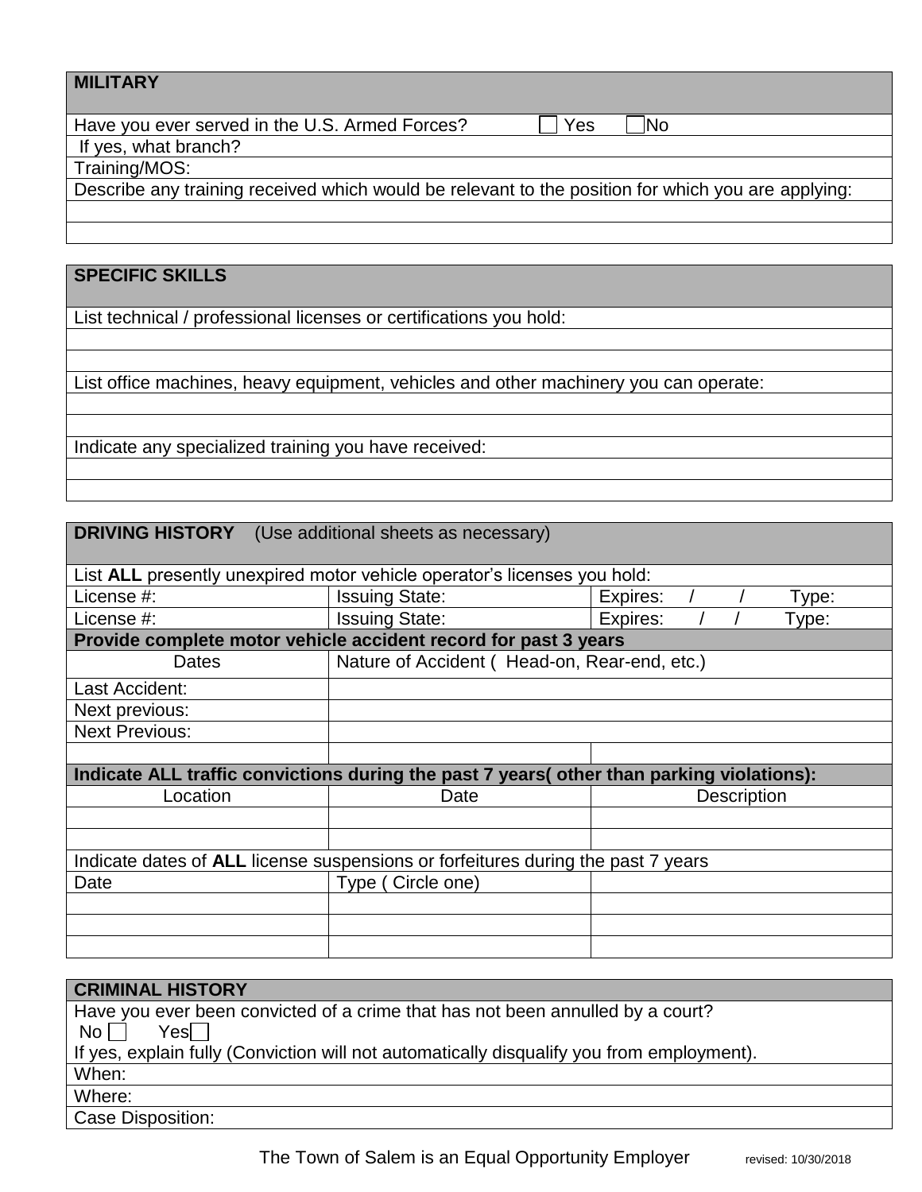## MILITARY

Have you ever served in the U.S. Armed Forces? ☐ Yes ☐ No

If yes, what branch?

Training/MOS:

Describe any training received which would be relevant to the position for which you are applying:

## SPECIFIC SKILLS

List technical / professional licenses or certifications you hold:

List office machines, heavy equipment, vehicles and other machinery you can operate:

Indicate any specialized training you have received:

## DRIVING HISTORY (Use additional sheets as necessary)

List **ALL** presently unexpired motor vehicle operator's licenses you hold:

| License #: | Issuing State: | Expires: / / Type: |
|---|---|---|
| License #: | Issuing State: | Expires: / / Type: |

**Provide complete motor vehicle accident record for past 3 years**

| Dates | Nature of Accident ( Head-on, Rear-end, etc.) | |
|---|---|---|
| Last Accident: | | |
| Next previous: | | |
| Next Previous: | | |
| | | |

**Indicate ALL traffic convictions during the past 7 years( other than parking violations):**

| Location | Date | Description |
|---|---|---|
| | | |
| | | |

Indicate dates of **ALL** license suspensions or forfeitures during the past 7 years

| Date | Type ( Circle one) | |
|---|---|---|
| | | |
| | | |
| | | |

## CRIMINAL HISTORY

Have you ever been convicted of a crime that has not been annulled by a court?

No ☐ Yes ☐

If yes, explain fully (Conviction will not automatically disqualify you from employment).

When:

Where:

Case Disposition:

The Town of Salem is an Equal Opportunity Employer revised: 10/30/2018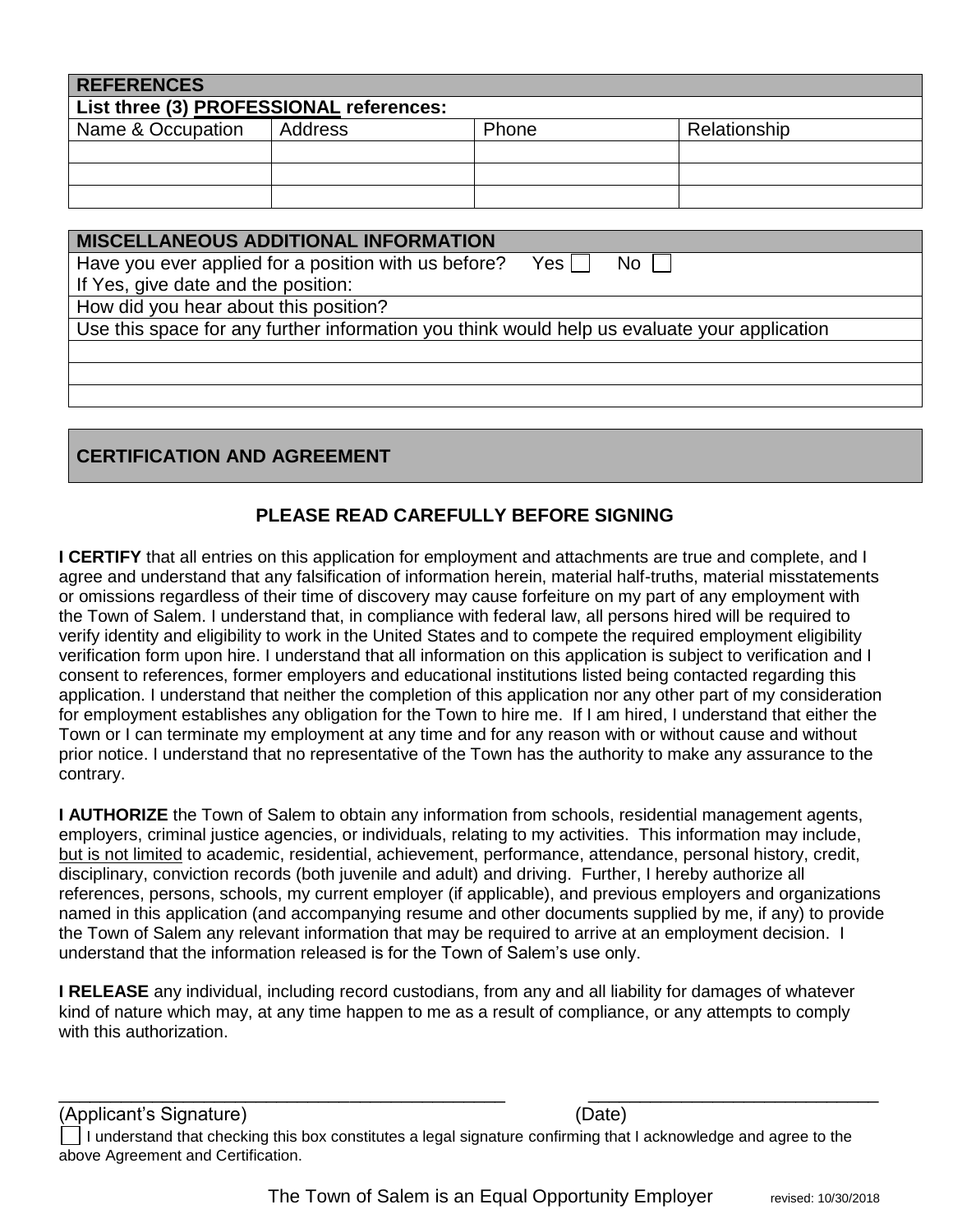| REFERENCES | | | |
|---|---|---|---|
| List three (3) **PROFESSIONAL** references: | | | |
| Name & Occupation | Address | Phone | Relationship |
| | | | |
| | | | |
| | | | |

| MISCELLANEOUS ADDITIONAL INFORMATION |
|---|
| Have you ever applied for a position with us before? Yes ☐ No ☐<br>If Yes, give date and the position: |
| How did you hear about this position? |
| Use this space for any further information you think would help us evaluate your application |
| |
| |
| |

## CERTIFICATION AND AGREEMENT

### PLEASE READ CAREFULLY BEFORE SIGNING

**I CERTIFY** that all entries on this application for employment and attachments are true and complete, and I agree and understand that any falsification of information herein, material half-truths, material misstatements or omissions regardless of their time of discovery may cause forfeiture on my part of any employment with the Town of Salem. I understand that, in compliance with federal law, all persons hired will be required to verify identity and eligibility to work in the United States and to compete the required employment eligibility verification form upon hire. I understand that all information on this application is subject to verification and I consent to references, former employers and educational institutions listed being contacted regarding this application. I understand that neither the completion of this application nor any other part of my consideration for employment establishes any obligation for the Town to hire me. If I am hired, I understand that either the Town or I can terminate my employment at any time and for any reason with or without cause and without prior notice. I understand that no representative of the Town has the authority to make any assurance to the contrary.

**I AUTHORIZE** the Town of Salem to obtain any information from schools, residential management agents, employers, criminal justice agencies, or individuals, relating to my activities. This information may include, but is not limited to academic, residential, achievement, performance, attendance, personal history, credit, disciplinary, conviction records (both juvenile and adult) and driving. Further, I hereby authorize all references, persons, schools, my current employer (if applicable), and previous employers and organizations named in this application (and accompanying resume and other documents supplied by me, if any) to provide the Town of Salem any relevant information that may be required to arrive at an employment decision. I understand that the information released is for the Town of Salem's use only.

**I RELEASE** any individual, including record custodians, from any and all liability for damages of whatever kind of nature which may, at any time happen to me as a result of compliance, or any attempts to comply with this authorization.

_______________________________________________ (Applicant's Signature)

_______________________________ (Date)

☐ I understand that checking this box constitutes a legal signature confirming that I acknowledge and agree to the above Agreement and Certification.

The Town of Salem is an Equal Opportunity Employer

revised: 10/30/2018